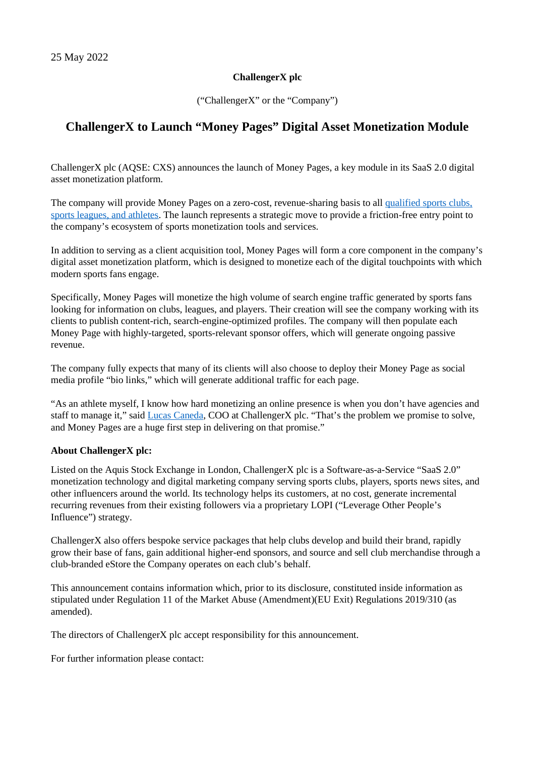25 May 2022

**ChallengerX plc**

("ChallengerX" or the "Company")

# ChallengerX to Launch "Money Pages" Digital Asset Monetization Module

ChallengerX plc (AQSE: CXS) announces the launch of Money Pages, a key module in its SaaS 2.0 digital asset monetization platform.

The company will provide Money Pages on a zero-cost, revenue-sharing basis to all qualified sports clubs, sports leagues, and athletes. The launch represents a strategic move to provide a friction-free entry point to the company's ecosystem of sports monetization tools and services.

In addition to serving as a client acquisition tool, Money Pages will form a core component in the company's digital asset monetization platform, which is designed to monetize each of the digital touchpoints with which modern sports fans engage.

Specifically, Money Pages will monetize the high volume of search engine traffic generated by sports fans looking for information on clubs, leagues, and players. Their creation will see the company working with its clients to publish content-rich, search-engine-optimized profiles. The company will then populate each Money Page with highly-targeted, sports-relevant sponsor offers, which will generate ongoing passive revenue.

The company fully expects that many of its clients will also choose to deploy their Money Page as social media profile "bio links," which will generate additional traffic for each page.

"As an athlete myself, I know how hard monetizing an online presence is when you don't have agencies and staff to manage it," said Lucas Caneda, COO at ChallengerX plc. "That's the problem we promise to solve, and Money Pages are a huge first step in delivering on that promise."

**About ChallengerX plc:**

Listed on the Aquis Stock Exchange in London, ChallengerX plc is a Software-as-a-Service "SaaS 2.0" monetization technology and digital marketing company serving sports clubs, players, sports news sites, and other influencers around the world. Its technology helps its customers, at no cost, generate incremental recurring revenues from their existing followers via a proprietary LOPI ("Leverage Other People's Influence") strategy.

ChallengerX also offers bespoke service packages that help clubs develop and build their brand, rapidly grow their base of fans, gain additional higher-end sponsors, and source and sell club merchandise through a club-branded eStore the Company operates on each club's behalf.

This announcement contains information which, prior to its disclosure, constituted inside information as stipulated under Regulation 11 of the Market Abuse (Amendment)(EU Exit) Regulations 2019/310 (as amended).

The directors of ChallengerX plc accept responsibility for this announcement.

For further information please contact: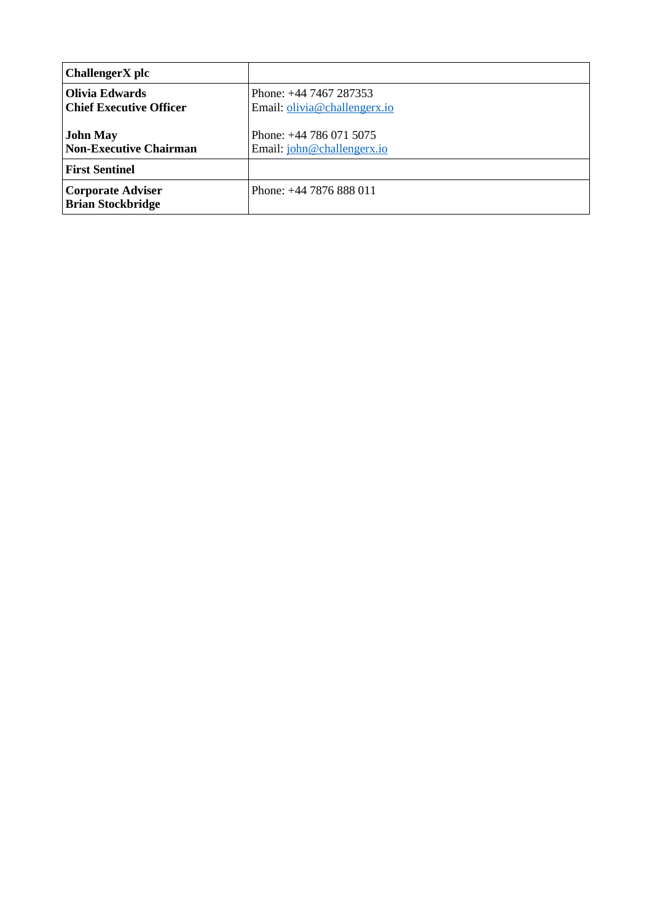| | |
|---|---|
| **ChallengerX plc** | |
| **Olivia Edwards**<br>**Chief Executive Officer**<br><br>**John May**<br>**Non-Executive Chairman** | Phone: +44 7467 287353<br>Email: olivia@challengerx.io<br><br>Phone: +44 786 071 5075<br>Email: john@challengerx.io |
| **First Sentinel** | |
| **Corporate Adviser**<br>**Brian Stockbridge** | Phone: +44 7876 888 011 |